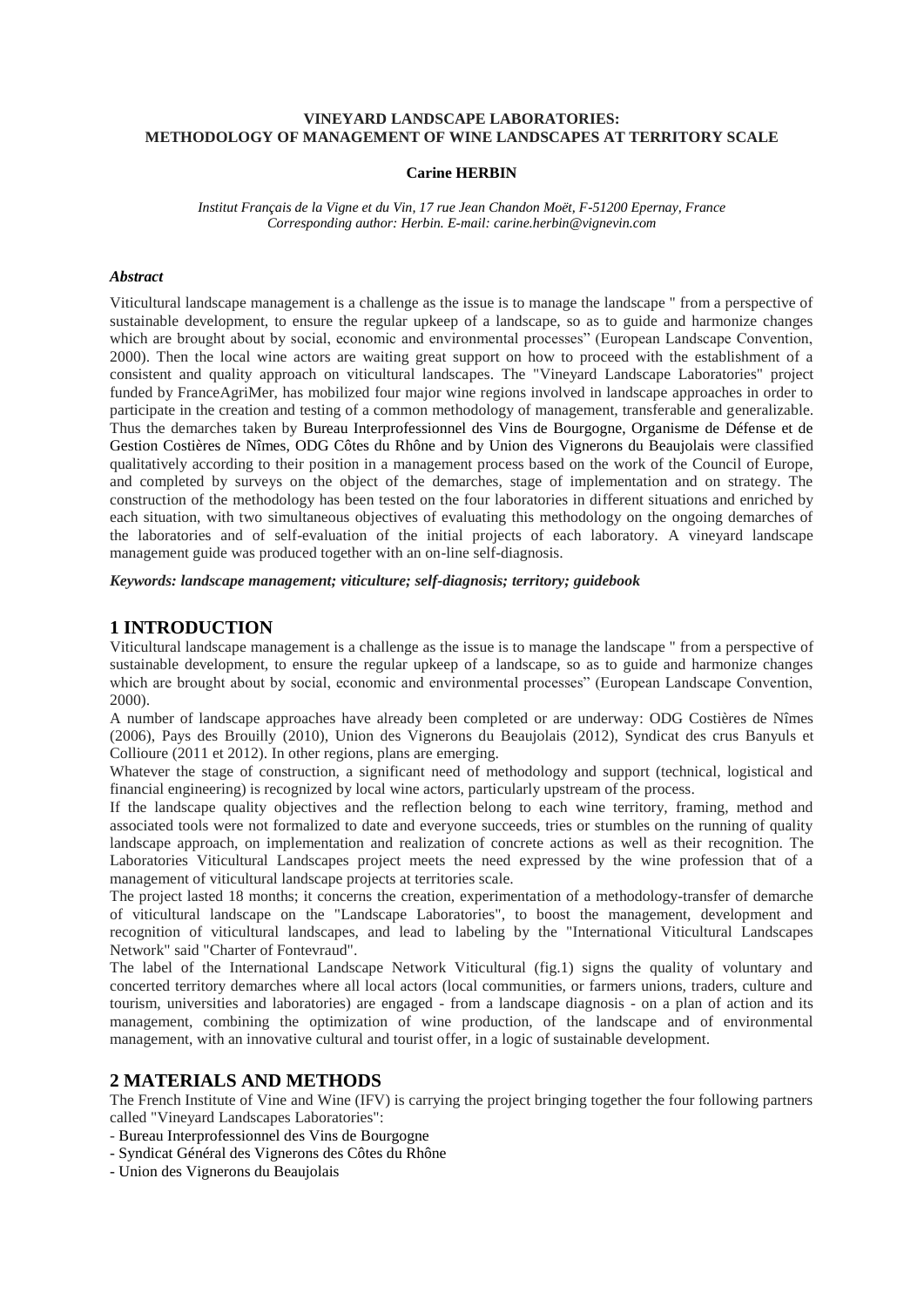**VINEYARD LANDSCAPE LABORATORIES:**
**METHODOLOGY OF MANAGEMENT OF WINE LANDSCAPES AT TERRITORY SCALE**

**Carine HERBIN**

*Institut Français de la Vigne et du Vin, 17 rue Jean Chandon Moët, F-51200 Epernay, France*
*Corresponding author: Herbin. E-mail: carine.herbin@vignevin.com*

***Abstract***

Viticultural landscape management is a challenge as the issue is to manage the landscape " from a perspective of sustainable development, to ensure the regular upkeep of a landscape, so as to guide and harmonize changes which are brought about by social, economic and environmental processes" (European Landscape Convention, 2000). Then the local wine actors are waiting great support on how to proceed with the establishment of a consistent and quality approach on viticultural landscapes. The "Vineyard Landscape Laboratories" project funded by FranceAgriMer, has mobilized four major wine regions involved in landscape approaches in order to participate in the creation and testing of a common methodology of management, transferable and generalizable. Thus the demarches taken by Bureau Interprofessionnel des Vins de Bourgogne, Organisme de Défense et de Gestion Costières de Nîmes, ODG Côtes du Rhône and by Union des Vignerons du Beaujolais were classified qualitatively according to their position in a management process based on the work of the Council of Europe, and completed by surveys on the object of the demarches, stage of implementation and on strategy. The construction of the methodology has been tested on the four laboratories in different situations and enriched by each situation, with two simultaneous objectives of evaluating this methodology on the ongoing demarches of the laboratories and of self-evaluation of the initial projects of each laboratory. A vineyard landscape management guide was produced together with an on-line self-diagnosis.

***Keywords: landscape management; viticulture; self-diagnosis; territory; guidebook***

## 1 INTRODUCTION

Viticultural landscape management is a challenge as the issue is to manage the landscape " from a perspective of sustainable development, to ensure the regular upkeep of a landscape, so as to guide and harmonize changes which are brought about by social, economic and environmental processes" (European Landscape Convention, 2000).

A number of landscape approaches have already been completed or are underway: ODG Costières de Nîmes (2006), Pays des Brouilly (2010), Union des Vignerons du Beaujolais (2012), Syndicat des crus Banyuls et Collioure (2011 et 2012). In other regions, plans are emerging.

Whatever the stage of construction, a significant need of methodology and support (technical, logistical and financial engineering) is recognized by local wine actors, particularly upstream of the process.

If the landscape quality objectives and the reflection belong to each wine territory, framing, method and associated tools were not formalized to date and everyone succeeds, tries or stumbles on the running of quality landscape approach, on implementation and realization of concrete actions as well as their recognition. The Laboratories Viticultural Landscapes project meets the need expressed by the wine profession that of a management of viticultural landscape projects at territories scale.

The project lasted 18 months; it concerns the creation, experimentation of a methodology-transfer of demarche of viticultural landscape on the "Landscape Laboratories", to boost the management, development and recognition of viticultural landscapes, and lead to labeling by the "International Viticultural Landscapes Network" said "Charter of Fontevraud".

The label of the International Landscape Network Viticultural (fig.1) signs the quality of voluntary and concerted territory demarches where all local actors (local communities, or farmers unions, traders, culture and tourism, universities and laboratories) are engaged - from a landscape diagnosis - on a plan of action and its management, combining the optimization of wine production, of the landscape and of environmental management, with an innovative cultural and tourist offer, in a logic of sustainable development.

## 2 MATERIALS AND METHODS

The French Institute of Vine and Wine (IFV) is carrying the project bringing together the four following partners called "Vineyard Landscapes Laboratories":

- Bureau Interprofessionnel des Vins de Bourgogne
- Syndicat Général des Vignerons des Côtes du Rhône
- Union des Vignerons du Beaujolais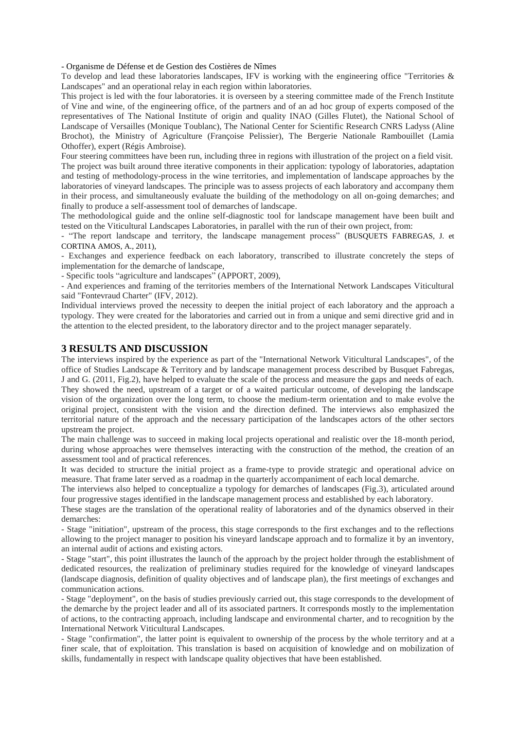- Organisme de Défense et de Gestion des Costières de Nîmes

To develop and lead these laboratories landscapes, IFV is working with the engineering office "Territories & Landscapes" and an operational relay in each region within laboratories.

This project is led with the four laboratories. it is overseen by a steering committee made of the French Institute of Vine and wine, of the engineering office, of the partners and of an ad hoc group of experts composed of the representatives of The National Institute of origin and quality INAO (Gilles Flutet), the National School of Landscape of Versailles (Monique Toublanc), The National Center for Scientific Research CNRS Ladyss (Aline Brochot), the Ministry of Agriculture (Françoise Pelissier), The Bergerie Nationale Rambouillet (Lamia Othoffer), expert (Régis Ambroise).

Four steering committees have been run, including three in regions with illustration of the project on a field visit.

The project was built around three iterative components in their application: typology of laboratories, adaptation and testing of methodology-process in the wine territories, and implementation of landscape approaches by the laboratories of vineyard landscapes. The principle was to assess projects of each laboratory and accompany them in their process, and simultaneously evaluate the building of the methodology on all on-going demarches; and finally to produce a self-assessment tool of demarches of landscape.

The methodological guide and the online self-diagnostic tool for landscape management have been built and tested on the Viticultural Landscapes Laboratories, in parallel with the run of their own project, from:

- "The report landscape and territory, the landscape management process" (BUSQUETS FABREGAS, J. et CORTINA AMOS, A., 2011),
- Exchanges and experience feedback on each laboratory, transcribed to illustrate concretely the steps of implementation for the demarche of landscape,
- Specific tools "agriculture and landscapes" (APPORT, 2009),
- And experiences and framing of the territories members of the International Network Landscapes Viticultural said "Fontevraud Charter" (IFV, 2012).

Individual interviews proved the necessity to deepen the initial project of each laboratory and the approach a typology. They were created for the laboratories and carried out in from a unique and semi directive grid and in the attention to the elected president, to the laboratory director and to the project manager separately.

## 3 RESULTS AND DISCUSSION

The interviews inspired by the experience as part of the "International Network Viticultural Landscapes", of the office of Studies Landscape & Territory and by landscape management process described by Busquet Fabregas, J and G. (2011, Fig.2), have helped to evaluate the scale of the process and measure the gaps and needs of each. They showed the need, upstream of a target or of a waited particular outcome, of developing the landscape vision of the organization over the long term, to choose the medium-term orientation and to make evolve the original project, consistent with the vision and the direction defined. The interviews also emphasized the territorial nature of the approach and the necessary participation of the landscapes actors of the other sectors upstream the project.

The main challenge was to succeed in making local projects operational and realistic over the 18-month period, during whose approaches were themselves interacting with the construction of the method, the creation of an assessment tool and of practical references.

It was decided to structure the initial project as a frame-type to provide strategic and operational advice on measure. That frame later served as a roadmap in the quarterly accompaniment of each local demarche.

The interviews also helped to conceptualize a typology for demarches of landscapes (Fig.3), articulated around four progressive stages identified in the landscape management process and established by each laboratory.

These stages are the translation of the operational reality of laboratories and of the dynamics observed in their demarches:

- Stage "initiation", upstream of the process, this stage corresponds to the first exchanges and to the reflections allowing to the project manager to position his vineyard landscape approach and to formalize it by an inventory, an internal audit of actions and existing actors.
- Stage "start", this point illustrates the launch of the approach by the project holder through the establishment of dedicated resources, the realization of preliminary studies required for the knowledge of vineyard landscapes (landscape diagnosis, definition of quality objectives and of landscape plan), the first meetings of exchanges and communication actions.
- Stage "deployment", on the basis of studies previously carried out, this stage corresponds to the development of the demarche by the project leader and all of its associated partners. It corresponds mostly to the implementation of actions, to the contracting approach, including landscape and environmental charter, and to recognition by the International Network Viticultural Landscapes.
- Stage "confirmation", the latter point is equivalent to ownership of the process by the whole territory and at a finer scale, that of exploitation. This translation is based on acquisition of knowledge and on mobilization of skills, fundamentally in respect with landscape quality objectives that have been established.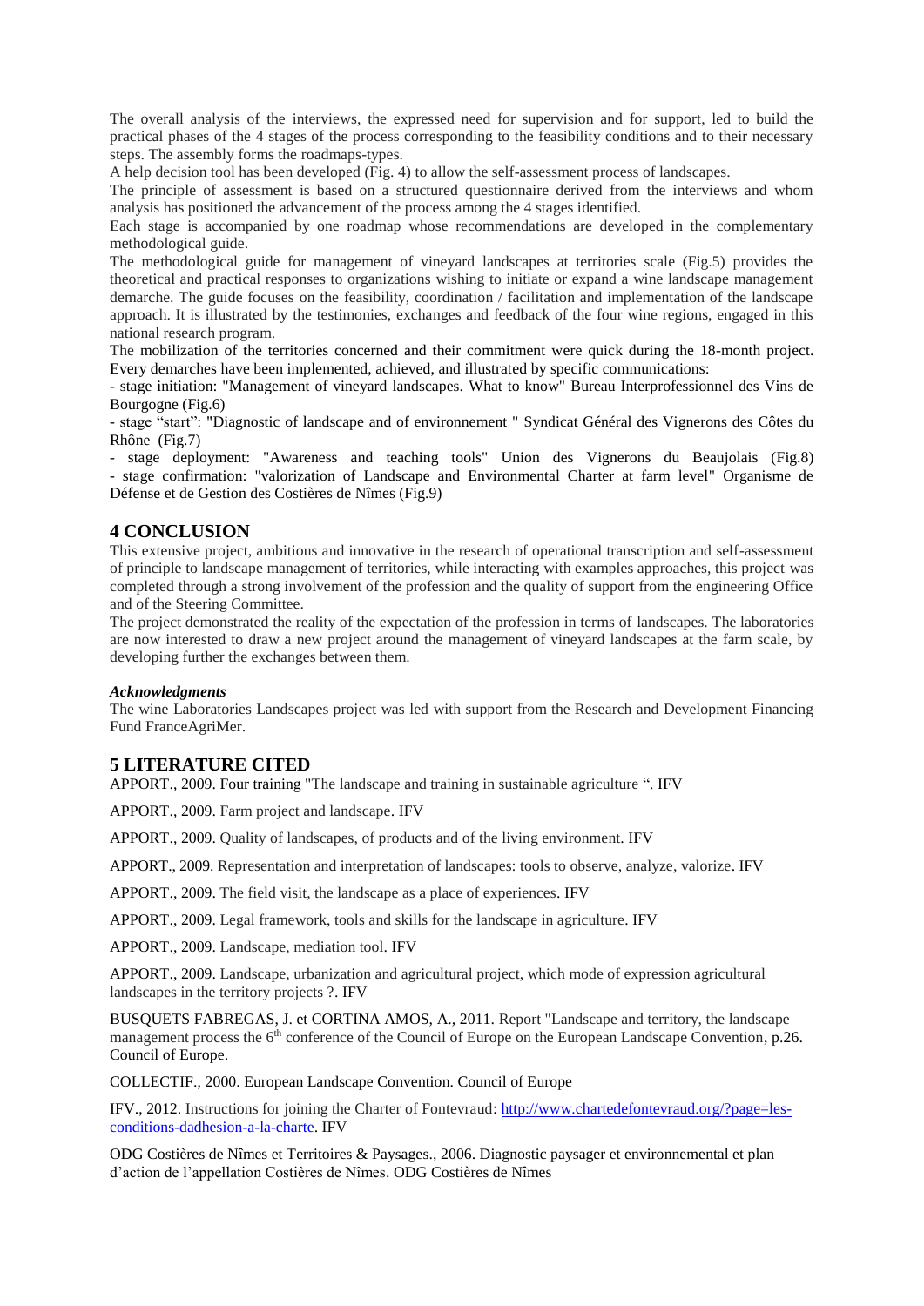The overall analysis of the interviews, the expressed need for supervision and for support, led to build the practical phases of the 4 stages of the process corresponding to the feasibility conditions and to their necessary steps. The assembly forms the roadmaps-types.

A help decision tool has been developed (Fig. 4) to allow the self-assessment process of landscapes.

The principle of assessment is based on a structured questionnaire derived from the interviews and whom analysis has positioned the advancement of the process among the 4 stages identified.

Each stage is accompanied by one roadmap whose recommendations are developed in the complementary methodological guide.

The methodological guide for management of vineyard landscapes at territories scale (Fig.5) provides the theoretical and practical responses to organizations wishing to initiate or expand a wine landscape management demarche. The guide focuses on the feasibility, coordination / facilitation and implementation of the landscape approach. It is illustrated by the testimonies, exchanges and feedback of the four wine regions, engaged in this national research program.

The mobilization of the territories concerned and their commitment were quick during the 18-month project. Every demarches have been implemented, achieved, and illustrated by specific communications:

- stage initiation: "Management of vineyard landscapes. What to know" Bureau Interprofessionnel des Vins de Bourgogne (Fig.6)
- stage "start": "Diagnostic of landscape and of environnement " Syndicat Général des Vignerons des Côtes du Rhône (Fig.7)
- stage deployment: "Awareness and teaching tools" Union des Vignerons du Beaujolais (Fig.8)
- stage confirmation: "valorization of Landscape and Environmental Charter at farm level" Organisme de Défense et de Gestion des Costières de Nîmes (Fig.9)

## 4 CONCLUSION

This extensive project, ambitious and innovative in the research of operational transcription and self-assessment of principle to landscape management of territories, while interacting with examples approaches, this project was completed through a strong involvement of the profession and the quality of support from the engineering Office and of the Steering Committee.

The project demonstrated the reality of the expectation of the profession in terms of landscapes. The laboratories are now interested to draw a new project around the management of vineyard landscapes at the farm scale, by developing further the exchanges between them.

***Acknowledgments***

The wine Laboratories Landscapes project was led with support from the Research and Development Financing Fund FranceAgriMer.

## 5 LITERATURE CITED

APPORT., 2009. Four training "The landscape and training in sustainable agriculture ". IFV

APPORT., 2009. Farm project and landscape. IFV

APPORT., 2009. Quality of landscapes, of products and of the living environment. IFV

APPORT., 2009. Representation and interpretation of landscapes: tools to observe, analyze, valorize. IFV

APPORT., 2009. The field visit, the landscape as a place of experiences. IFV

APPORT., 2009. Legal framework, tools and skills for the landscape in agriculture. IFV

APPORT., 2009. Landscape, mediation tool. IFV

APPORT., 2009. Landscape, urbanization and agricultural project, which mode of expression agricultural landscapes in the territory projects ?. IFV

BUSQUETS FABREGAS, J. et CORTINA AMOS, A., 2011. Report "Landscape and territory, the landscape management process the 6th conference of the Council of Europe on the European Landscape Convention, p.26. Council of Europe.

COLLECTIF., 2000. European Landscape Convention. Council of Europe

IFV., 2012. Instructions for joining the Charter of Fontevraud: http://www.chartedefontevraud.org/?page=les-conditions-dadhesion-a-la-charte. IFV

ODG Costières de Nîmes et Territoires & Paysages., 2006. Diagnostic paysager et environnemental et plan d'action de l'appellation Costières de Nîmes. ODG Costières de Nîmes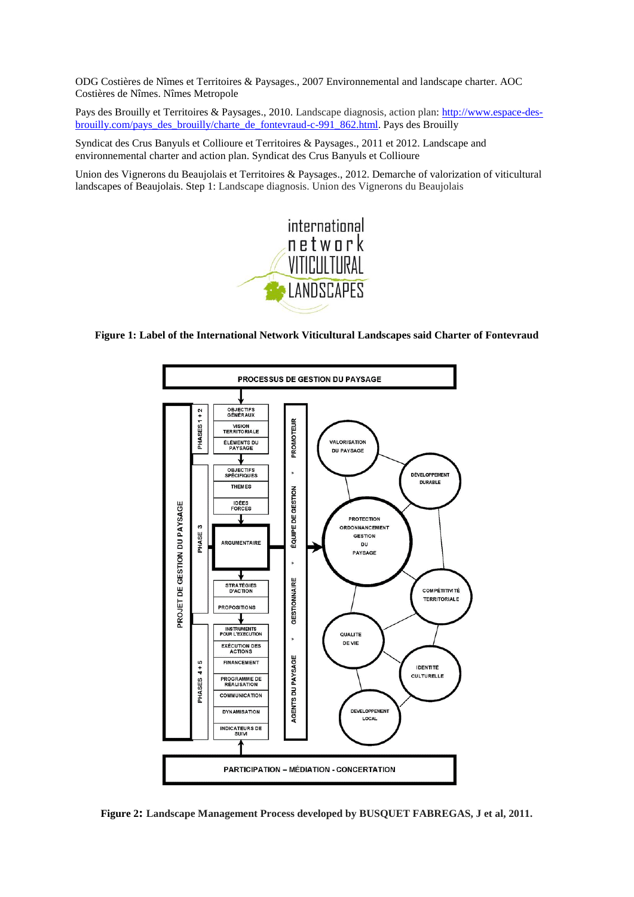ODG Costières de Nîmes et Territoires & Paysages., 2007 Environnemental and landscape charter. AOC Costières de Nîmes. Nîmes Metropole

Pays des Brouilly et Territoires & Paysages., 2010. Landscape diagnosis, action plan: [http://www.espace-des-brouilly.com/pays_des_brouilly/charte_de_fontevraud-c-991_862.html](http://www.espace-des-brouilly.com/pays_des_brouilly/charte_de_fontevraud-c-991_862.html). Pays des Brouilly

Syndicat des Crus Banyuls et Collioure et Territoires & Paysages., 2011 et 2012. Landscape and environnemental charter and action plan. Syndicat des Crus Banyuls et Collioure

Union des Vignerons du Beaujolais et Territoires & Paysages., 2012. Demarche of valorization of viticultural landscapes of Beaujolais. Step 1: Landscape diagnosis. Union des Vignerons du Beaujolais

**Figure 1: Label of the International Network Viticultural Landscapes said Charter of Fontevraud**

**Figure 2: Landscape Management Process developed by BUSQUET FABREGAS, J et al, 2011.**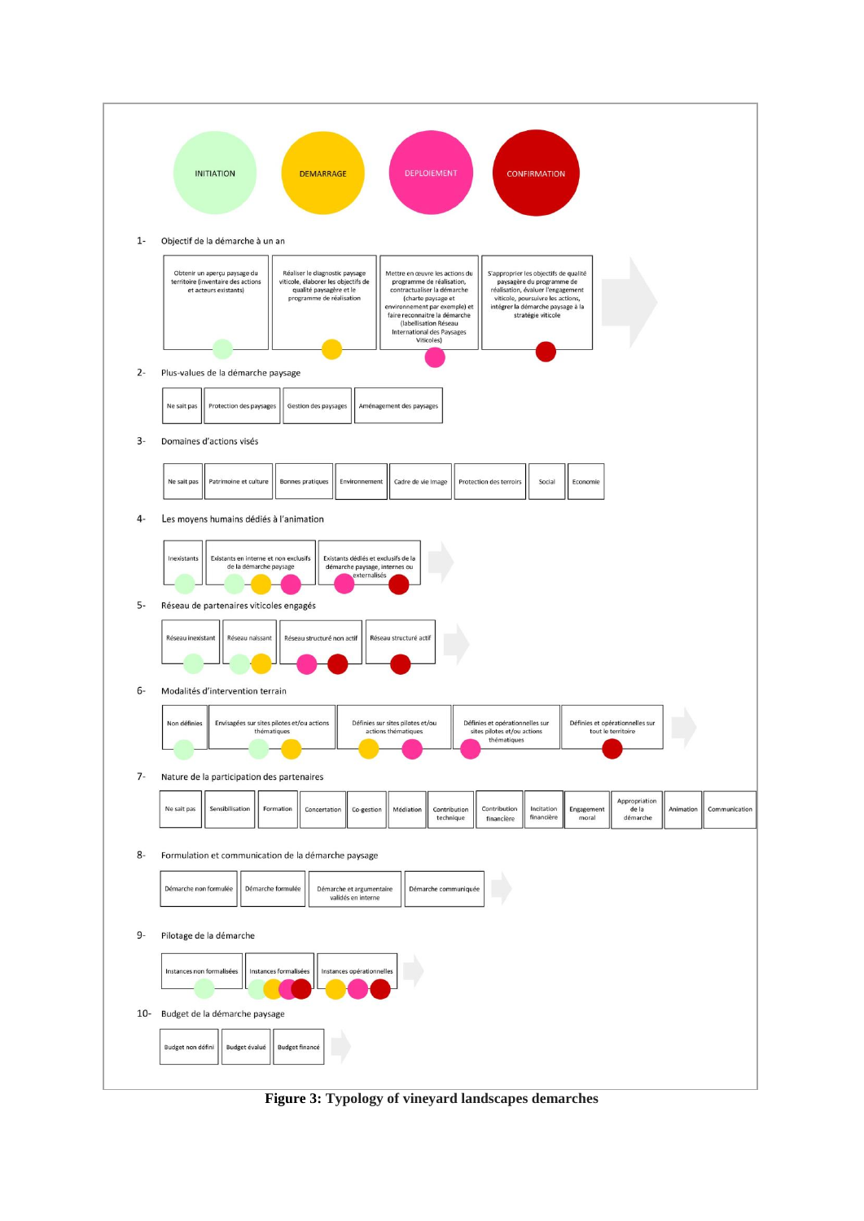INITIATION — DEMARRAGE — DEPLOIEMENT — CONFIRMATION

1- Objectif de la démarche à un an

- Obtenir un aperçu paysage du territoire (inventaire des actions et acteurs existants)
- Réaliser le diagnostic paysage viticole, élaborer les objectifs de qualité paysagère et le programme de réalisation
- Mettre en œuvre les actions du programme de réalisation, contractualiser la démarche (charte paysage et environnement par exemple) et faire reconnaître la démarche (labellisation Réseau International des Paysages Viticoles)
- S'approprier les objectifs de qualité paysagère du programme de réalisation, évaluer l'engagement viticole, poursuivre les actions, intégrer la démarche paysage à la stratégie viticole

2- Plus-values de la démarche paysage

Ne sait pas | Protection des paysages | Gestion des paysages | Aménagement des paysages

3- Domaines d'actions visés

Ne sait pas | Patrimoine et culture | Bonnes pratiques | Environnement | Cadre de vie Image | Protection des terroirs | Social | Economie

4- Les moyens humains dédiés à l'animation

Inexistants | Existants en interne et non exclusifs de la démarche paysage | Existants dédiés et exclusifs de la démarche paysage, internes ou externalisés

5- Réseau de partenaires viticoles engagés

Réseau inexistant | Réseau naissant | Réseau structuré non actif | Réseau structuré actif

6- Modalités d'intervention terrain

Non définies | Envisagées sur sites pilotes et/ou actions thématiques | Définies sur sites pilotes et/ou actions thématiques | Définies et opérationnelles sur sites pilotes et/ou actions thématiques | Définies et opérationnelles sur tout le territoire

7- Nature de la participation des partenaires

Ne sait pas | Sensibilisation | Formation | Concertation | Co-gestion | Médiation | Contribution technique | Contribution financière | Incitation financière | Engagement moral | Appropriation de la démarche | Animation | Communication

8- Formulation et communication de la démarche paysage

Démarche non formulée | Démarche formulée | Démarche et argumentaire validés en interne | Démarche communiquée

9- Pilotage de la démarche

Instances non formalisées | Instances formalisées | Instances opérationnelles

10- Budget de la démarche paysage

Budget non défini | Budget évalué | Budget financé

**Figure 3: Typology of vineyard landscapes demarches**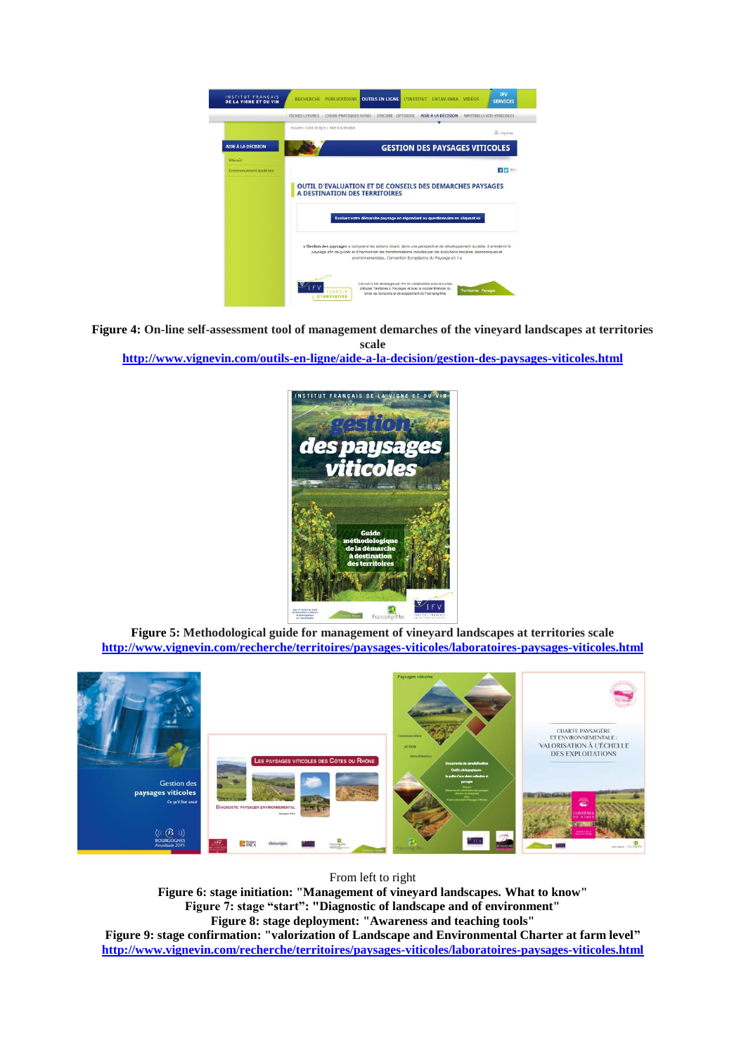**Figure 4:** On-line self-assessment tool of management demarches of the vineyard landscapes at territories scale

http://www.vignevin.com/outils-en-ligne/aide-a-la-decision/gestion-des-paysages-viticoles.html

**Figure 5:** Methodological guide for management of vineyard landscapes at territories scale

http://www.vignevin.com/recherche/territoires/paysages-viticoles/laboratoires-paysages-viticoles.html

From left to right

**Figure 6: stage initiation: "Management of vineyard landscapes. What to know"**

**Figure 7: stage "start": "Diagnostic of landscape and of environment"**

**Figure 8: stage deployment: "Awareness and teaching tools"**

**Figure 9: stage confirmation: "valorization of Landscape and Environmental Charter at farm level"**

http://www.vignevin.com/recherche/territoires/paysages-viticoles/laboratoires-paysages-viticoles.html